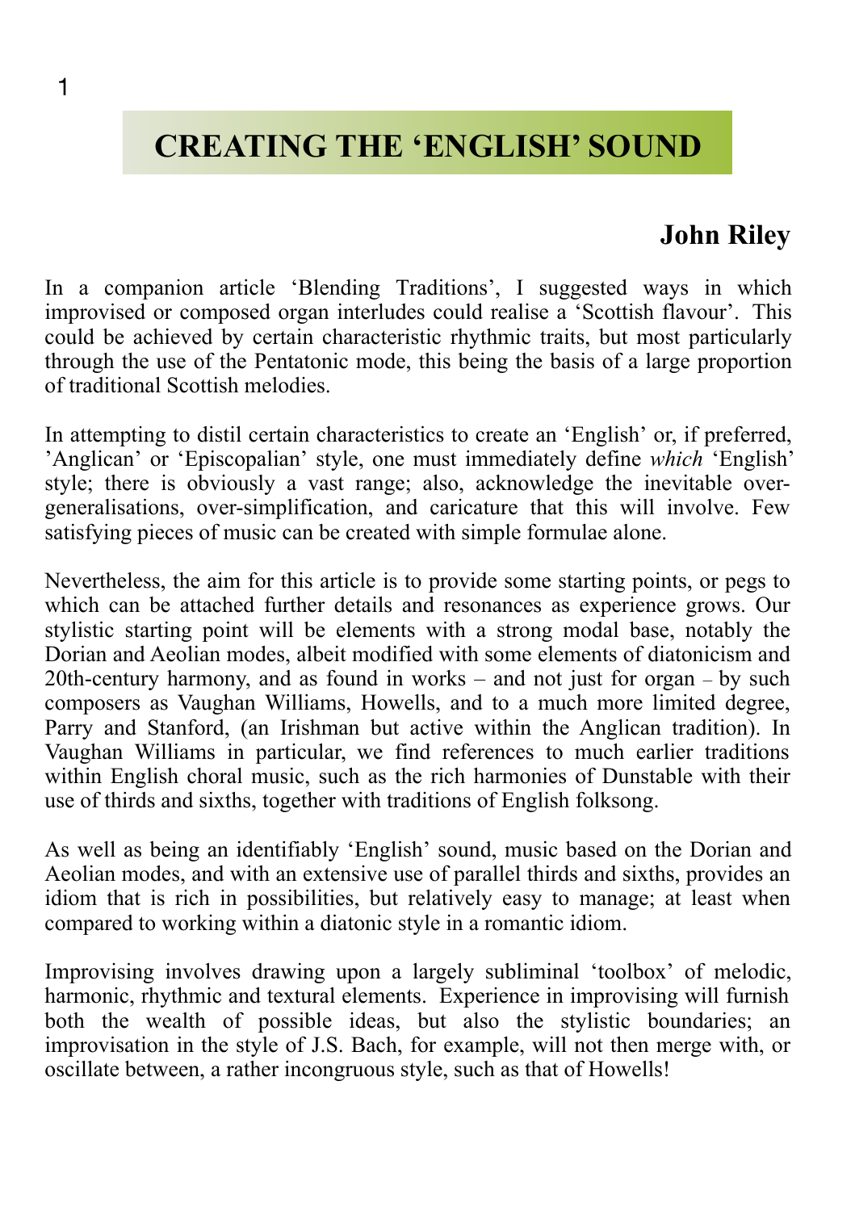# CREATING THE 'ENGLISH' SOUND

**John Riley**

In a companion article 'Blending Traditions', I suggested ways in which improvised or composed organ interludes could realise a 'Scottish flavour'. This could be achieved by certain characteristic rhythmic traits, but most particularly through the use of the Pentatonic mode, this being the basis of a large proportion of traditional Scottish melodies.

In attempting to distil certain characteristics to create an 'English' or, if preferred, 'Anglican' or 'Episcopalian' style, one must immediately define *which* 'English' style; there is obviously a vast range; also, acknowledge the inevitable over-generalisations, over-simplification, and caricature that this will involve. Few satisfying pieces of music can be created with simple formulae alone.

Nevertheless, the aim for this article is to provide some starting points, or pegs to which can be attached further details and resonances as experience grows. Our stylistic starting point will be elements with a strong modal base, notably the Dorian and Aeolian modes, albeit modified with some elements of diatonicism and 20th-century harmony, and as found in works – and not just for organ – by such composers as Vaughan Williams, Howells, and to a much more limited degree, Parry and Stanford, (an Irishman but active within the Anglican tradition). In Vaughan Williams in particular, we find references to much earlier traditions within English choral music, such as the rich harmonies of Dunstable with their use of thirds and sixths, together with traditions of English folksong.

As well as being an identifiably 'English' sound, music based on the Dorian and Aeolian modes, and with an extensive use of parallel thirds and sixths, provides an idiom that is rich in possibilities, but relatively easy to manage; at least when compared to working within a diatonic style in a romantic idiom.

Improvising involves drawing upon a largely subliminal 'toolbox' of melodic, harmonic, rhythmic and textural elements. Experience in improvising will furnish both the wealth of possible ideas, but also the stylistic boundaries; an improvisation in the style of J.S. Bach, for example, will not then merge with, or oscillate between, a rather incongruous style, such as that of Howells!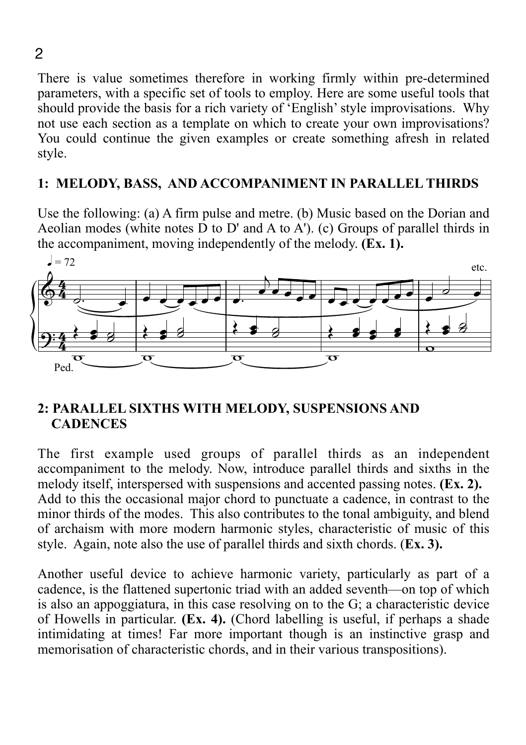There is value sometimes therefore in working firmly within pre-determined parameters, with a specific set of tools to employ. Here are some useful tools that should provide the basis for a rich variety of 'English' style improvisations. Why not use each section as a template on which to create your own improvisations? You could continue the given examples or create something afresh in related style.

## 1: MELODY, BASS, AND ACCOMPANIMENT IN PARALLEL THIRDS

Use the following: (a) A firm pulse and metre. (b) Music based on the Dorian and Aeolian modes (white notes D to D' and A to A'). (c) Groups of parallel thirds in the accompaniment, moving independently of the melody. **(Ex. 1).**

## 2: PARALLEL SIXTHS WITH MELODY, SUSPENSIONS AND CADENCES

The first example used groups of parallel thirds as an independent accompaniment to the melody. Now, introduce parallel thirds and sixths in the melody itself, interspersed with suspensions and accented passing notes. **(Ex. 2).** Add to this the occasional major chord to punctuate a cadence, in contrast to the minor thirds of the modes. This also contributes to the tonal ambiguity, and blend of archaism with more modern harmonic styles, characteristic of music of this style. Again, note also the use of parallel thirds and sixth chords. (**Ex. 3).**

Another useful device to achieve harmonic variety, particularly as part of a cadence, is the flattened supertonic triad with an added seventh—on top of which is also an appoggiatura, in this case resolving on to the G; a characteristic device of Howells in particular. **(Ex. 4).** (Chord labelling is useful, if perhaps a shade intimidating at times! Far more important though is an instinctive grasp and memorisation of characteristic chords, and in their various transpositions).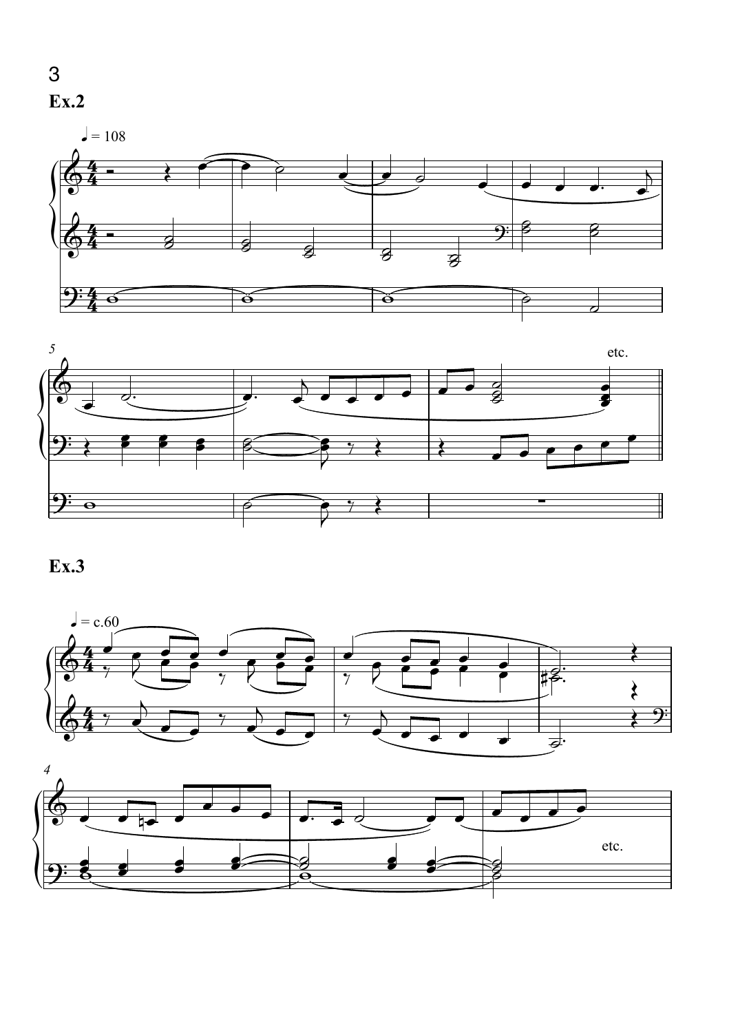**Ex.2**

**Ex.3**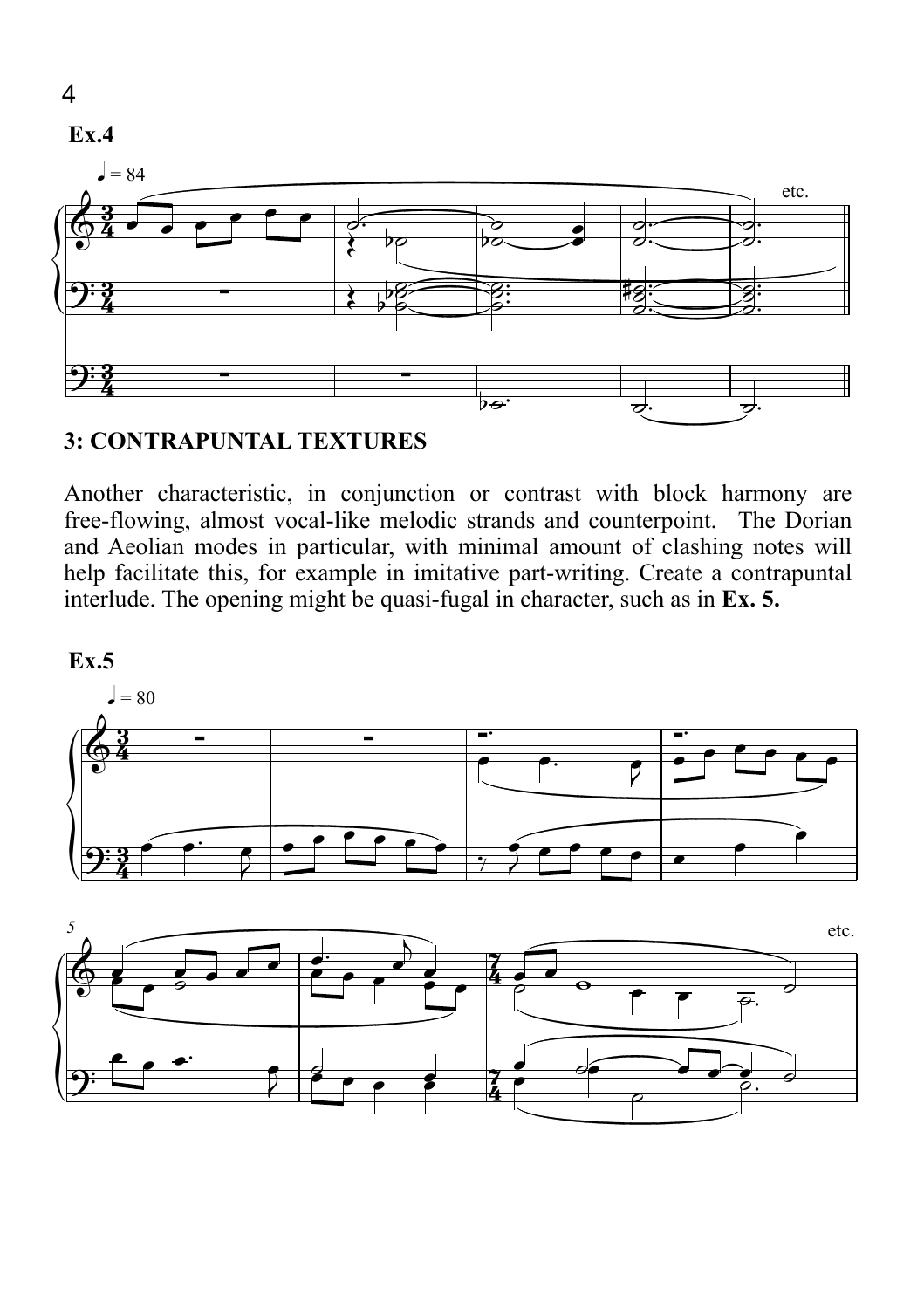**Ex.4**

**3: CONTRAPUNTAL TEXTURES**

Another characteristic, in conjunction or contrast with block harmony are free-flowing, almost vocal-like melodic strands and counterpoint. The Dorian and Aeolian modes in particular, with minimal amount of clashing notes will help facilitate this, for example in imitative part-writing. Create a contrapuntal interlude. The opening might be quasi-fugal in character, such as in **Ex. 5.**

**Ex.5**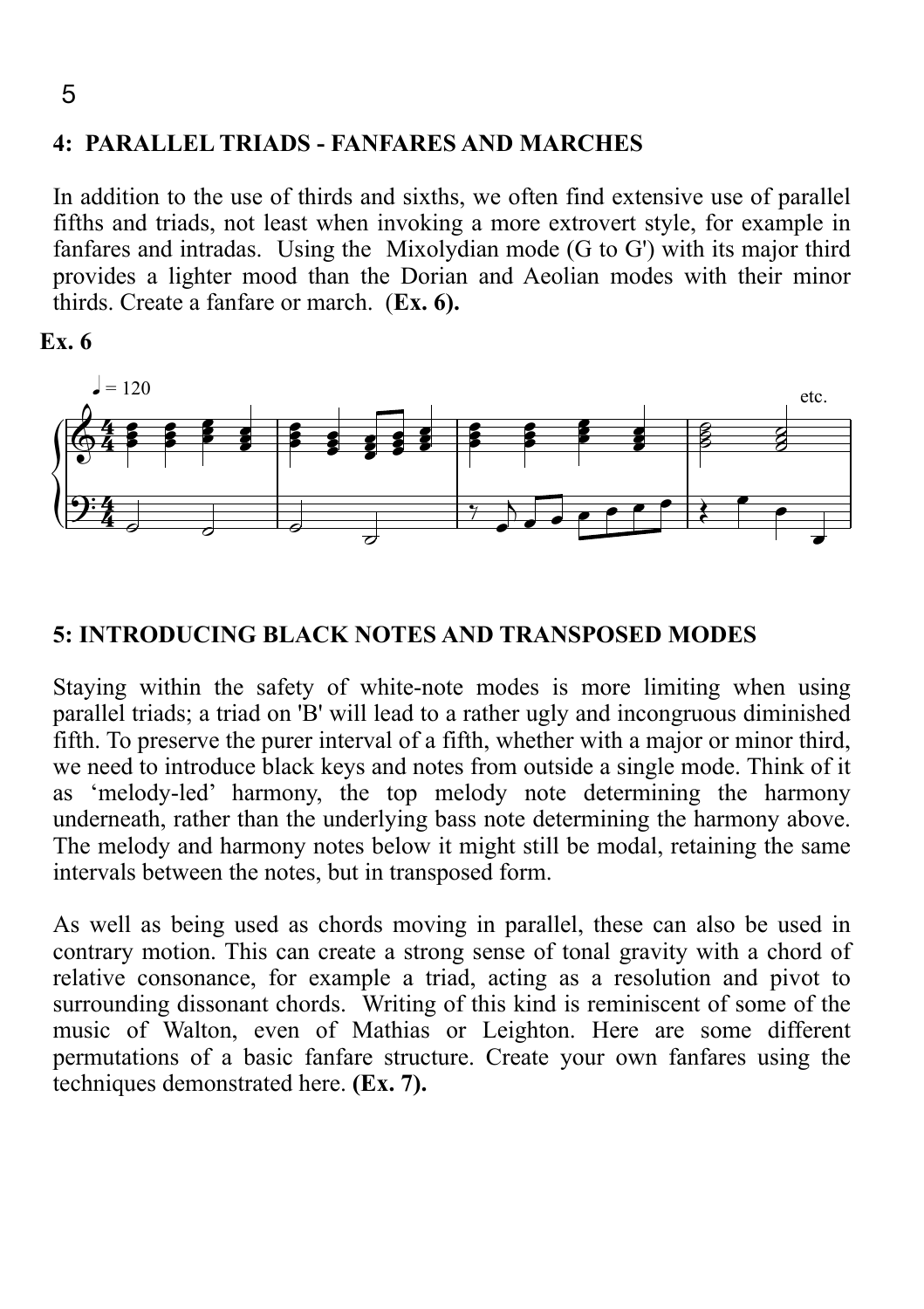## 4: PARALLEL TRIADS - FANFARES AND MARCHES

In addition to the use of thirds and sixths, we often find extensive use of parallel fifths and triads, not least when invoking a more extrovert style, for example in fanfares and intradas. Using the Mixolydian mode (G to G') with its major third provides a lighter mood than the Dorian and Aeolian modes with their minor thirds. Create a fanfare or march. (**Ex. 6).**

**Ex. 6**

## 5: INTRODUCING BLACK NOTES AND TRANSPOSED MODES

Staying within the safety of white-note modes is more limiting when using parallel triads; a triad on 'B' will lead to a rather ugly and incongruous diminished fifth. To preserve the purer interval of a fifth, whether with a major or minor third, we need to introduce black keys and notes from outside a single mode. Think of it as 'melody-led' harmony, the top melody note determining the harmony underneath, rather than the underlying bass note determining the harmony above. The melody and harmony notes below it might still be modal, retaining the same intervals between the notes, but in transposed form.

As well as being used as chords moving in parallel, these can also be used in contrary motion. This can create a strong sense of tonal gravity with a chord of relative consonance, for example a triad, acting as a resolution and pivot to surrounding dissonant chords. Writing of this kind is reminiscent of some of the music of Walton, even of Mathias or Leighton. Here are some different permutations of a basic fanfare structure. Create your own fanfares using the techniques demonstrated here. **(Ex. 7).**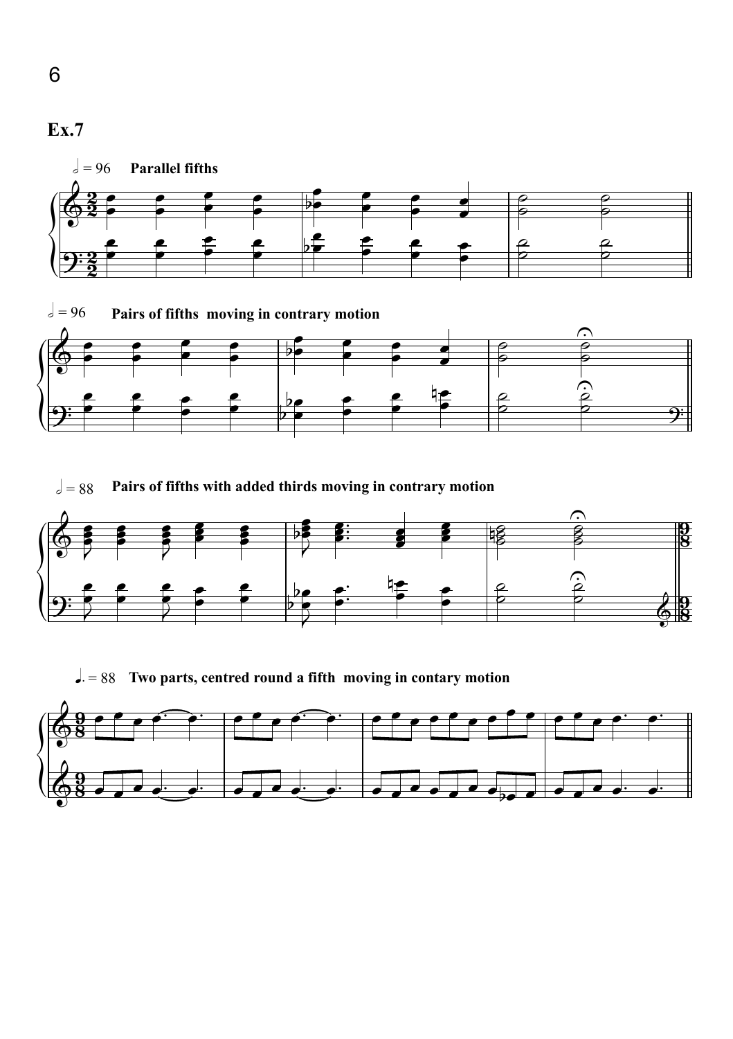## Ex.7

𝅗𝅥 = 96 **Parallel fifths**

𝅗𝅥 = 96 **Pairs of fifths moving in contrary motion**

𝅗𝅥 = 88 **Pairs of fifths with added thirds moving in contrary motion**

♩. = 88 **Two parts, centred round a fifth moving in contary motion**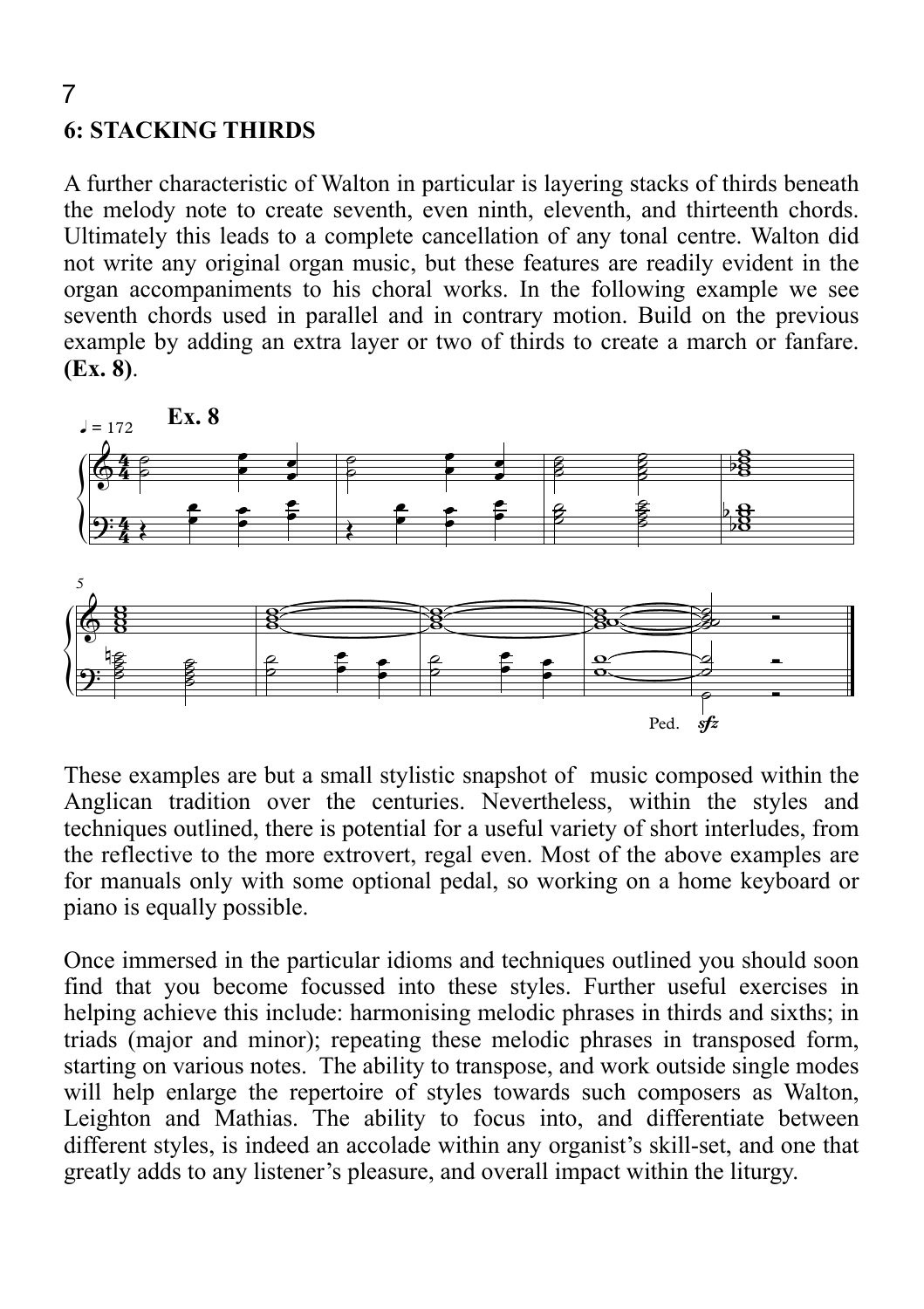## 6: STACKING THIRDS

A further characteristic of Walton in particular is layering stacks of thirds beneath the melody note to create seventh, even ninth, eleventh, and thirteenth chords. Ultimately this leads to a complete cancellation of any tonal centre. Walton did not write any original organ music, but these features are readily evident in the organ accompaniments to his choral works. In the following example we see seventh chords used in parallel and in contrary motion. Build on the previous example by adding an extra layer or two of thirds to create a march or fanfare. **(Ex. 8)**.

**Ex. 8**

♩ = 172

5

Ped. *sfz*

These examples are but a small stylistic snapshot of music composed within the Anglican tradition over the centuries. Nevertheless, within the styles and techniques outlined, there is potential for a useful variety of short interludes, from the reflective to the more extrovert, regal even. Most of the above examples are for manuals only with some optional pedal, so working on a home keyboard or piano is equally possible.

Once immersed in the particular idioms and techniques outlined you should soon find that you become focussed into these styles. Further useful exercises in helping achieve this include: harmonising melodic phrases in thirds and sixths; in triads (major and minor); repeating these melodic phrases in transposed form, starting on various notes. The ability to transpose, and work outside single modes will help enlarge the repertoire of styles towards such composers as Walton, Leighton and Mathias. The ability to focus into, and differentiate between different styles, is indeed an accolade within any organist's skill-set, and one that greatly adds to any listener's pleasure, and overall impact within the liturgy.